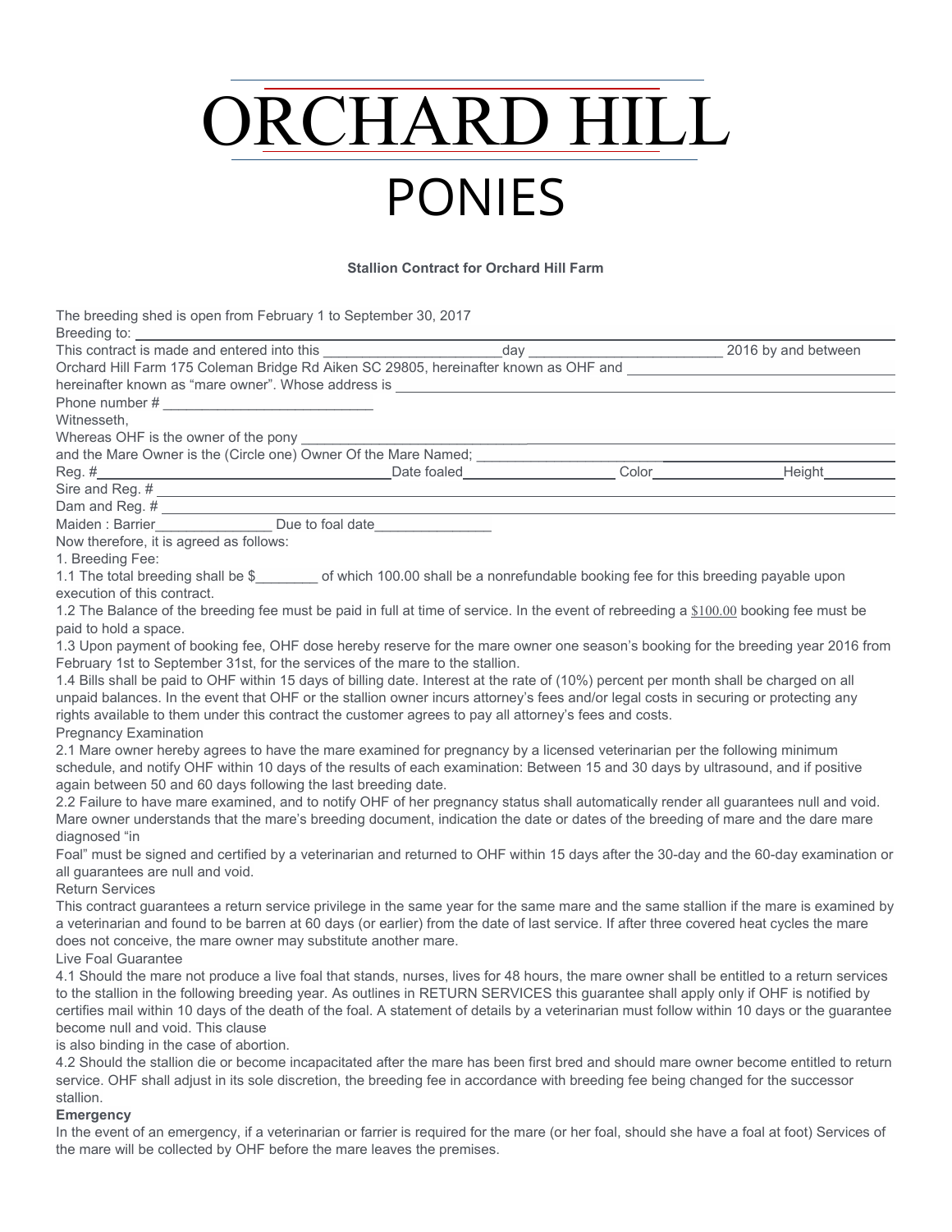# ORCHARD HILL

# PONIES

**Stallion Contract for Orchard Hill Farm**

The breeding shed is open from February 1 to September 30, 2017

Breeding to: ______________________________

This contract is made and entered into this ______________________ day ______________________ 2016 by and between Orchard Hill Farm 175 Coleman Bridge Rd Aiken SC 29805, hereinafter known as OHF and ______________________ hereinafter known as "mare owner". Whose address is ______________________

Phone number # ______________________

Witnesseth,

Whereas OHF is the owner of the pony ______________________

and the Mare Owner is the (Circle one) Owner Of the Mare Named; ______________________

Reg. # ______________________ Date foaled ______________________ Color ______________ Height ________

Sire and Reg. # ______________________

Dam and Reg. # ______________________

Maiden : Barrier______________ Due to foal date______________

Now therefore, it is agreed as follows:

1. Breeding Fee:

1.1 The total breeding shall be $________ of which 100.00 shall be a nonrefundable booking fee for this breeding payable upon execution of this contract.

1.2 The Balance of the breeding fee must be paid in full at time of service. In the event of rebreeding a $100.00 booking fee must be paid to hold a space.

1.3 Upon payment of booking fee, OHF dose hereby reserve for the mare owner one season's booking for the breeding year 2016 from February 1st to September 31st, for the services of the mare to the stallion.

1.4 Bills shall be paid to OHF within 15 days of billing date. Interest at the rate of (10%) percent per month shall be charged on all unpaid balances. In the event that OHF or the stallion owner incurs attorney's fees and/or legal costs in securing or protecting any rights available to them under this contract the customer agrees to pay all attorney's fees and costs.

Pregnancy Examination

2.1 Mare owner hereby agrees to have the mare examined for pregnancy by a licensed veterinarian per the following minimum schedule, and notify OHF within 10 days of the results of each examination: Between 15 and 30 days by ultrasound, and if positive again between 50 and 60 days following the last breeding date.

2.2 Failure to have mare examined, and to notify OHF of her pregnancy status shall automatically render all guarantees null and void. Mare owner understands that the mare's breeding document, indication the date or dates of the breeding of mare and the dare mare diagnosed "in Foal" must be signed and certified by a veterinarian and returned to OHF within 15 days after the 30-day and the 60-day examination or all guarantees are null and void.

Return Services

This contract guarantees a return service privilege in the same year for the same mare and the same stallion if the mare is examined by a veterinarian and found to be barren at 60 days (or earlier) from the date of last service. If after three covered heat cycles the mare does not conceive, the mare owner may substitute another mare.

Live Foal Guarantee

4.1 Should the mare not produce a live foal that stands, nurses, lives for 48 hours, the mare owner shall be entitled to a return services to the stallion in the following breeding year. As outlines in RETURN SERVICES this guarantee shall apply only if OHF is notified by certifies mail within 10 days of the death of the foal. A statement of details by a veterinarian must follow within 10 days or the guarantee become null and void. This clause is also binding in the case of abortion.

4.2 Should the stallion die or become incapacitated after the mare has been first bred and should mare owner become entitled to return service. OHF shall adjust in its sole discretion, the breeding fee in accordance with breeding fee being changed for the successor stallion.

**Emergency**

In the event of an emergency, if a veterinarian or farrier is required for the mare (or her foal, should she have a foal at foot) Services of the mare will be collected by OHF before the mare leaves the premises.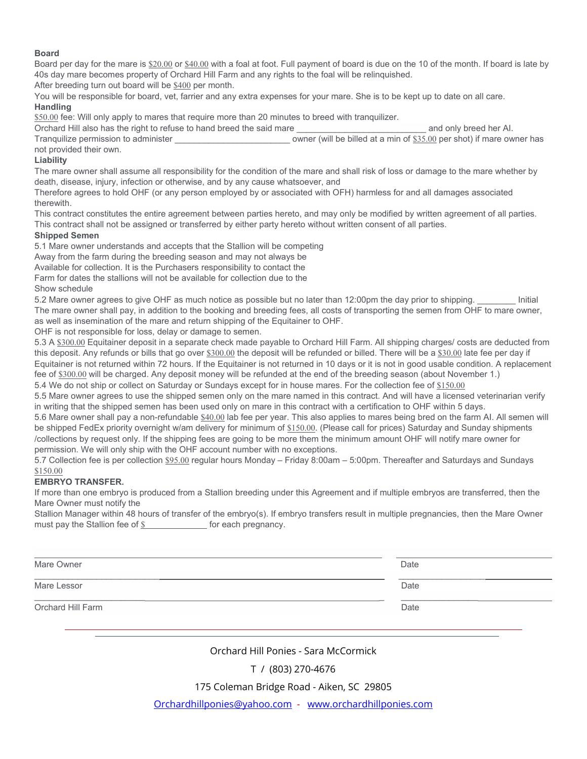**Board**

Board per day for the mare is $20.00 or $40.00 with a foal at foot. Full payment of board is due on the 10 of the month. If board is late by 40s day mare becomes property of Orchard Hill Farm and any rights to the foal will be relinquished.

After breeding turn out board will be $400 per month.

You will be responsible for board, vet, farrier and any extra expenses for your mare. She is to be kept up to date on all care.

**Handling**

$50.00 fee: Will only apply to mares that require more than 20 minutes to breed with tranquilizer.

Orchard Hill also has the right to refuse to hand breed the said mare ____________________________ and only breed her AI.

Tranquilize permission to administer ________________________ owner (will be billed at a min of $35.00 per shot) if mare owner has not provided their own.

**Liability**

The mare owner shall assume all responsibility for the condition of the mare and shall risk of loss or damage to the mare whether by death, disease, injury, infection or otherwise, and by any cause whatsoever, and

Therefore agrees to hold OHF (or any person employed by or associated with OFH) harmless for and all damages associated therewith.

This contract constitutes the entire agreement between parties hereto, and may only be modified by written agreement of all parties.

This contract shall not be assigned or transferred by either party hereto without written consent of all parties.

**Shipped Semen**

5.1 Mare owner understands and accepts that the Stallion will be competing Away from the farm during the breeding season and may not always be Available for collection. It is the Purchasers responsibility to contact the Farm for dates the stallions will not be available for collection due to the Show schedule

5.2 Mare owner agrees to give OHF as much notice as possible but no later than 12:00pm the day prior to shipping. ________ Initial

The mare owner shall pay, in addition to the booking and breeding fees, all costs of transporting the semen from OHF to mare owner, as well as insemination of the mare and return shipping of the Equitainer to OHF.

OHF is not responsible for loss, delay or damage to semen.

5.3 A $300.00 Equitainer deposit in a separate check made payable to Orchard Hill Farm. All shipping charges/ costs are deducted from this deposit. Any refunds or bills that go over $300.00 the deposit will be refunded or billed. There will be a $30.00 late fee per day if Equitainer is not returned within 72 hours. If the Equitainer is not returned in 10 days or it is not in good usable condition. A replacement fee of $300.00 will be charged. Any deposit money will be refunded at the end of the breeding season (about November 1.)

5.4 We do not ship or collect on Saturday or Sundays except for in house mares. For the collection fee of $150.00

5.5 Mare owner agrees to use the shipped semen only on the mare named in this contract. And will have a licensed veterinarian verify in writing that the shipped semen has been used only on mare in this contract with a certification to OHF within 5 days.

5.6 Mare owner shall pay a non-refundable $40.00 lab fee per year. This also applies to mares being bred on the farm AI. All semen will be shipped FedEx priority overnight w/am delivery for minimum of $150.00. (Please call for prices) Saturday and Sunday shipments /collections by request only. If the shipping fees are going to be more them the minimum amount OHF will notify mare owner for permission. We will only ship with the OHF account number with no exceptions.

5.7 Collection fee is per collection $95.00 regular hours Monday – Friday 8:00am – 5:00pm. Thereafter and Saturdays and Sundays $150.00

**EMBRYO TRANSFER.**

If more than one embryo is produced from a Stallion breeding under this Agreement and if multiple embryos are transferred, then the Mare Owner must notify the

Stallion Manager within 48 hours of transfer of the embryo(s). If embryo transfers result in multiple pregnancies, then the Mare Owner must pay the Stallion fee of $_____________ for each pregnancy.

| | |
|---|---|
| Mare Owner | Date |
| Mare Lessor | Date |
| Orchard Hill Farm | Date |

Orchard Hill Ponies - Sara McCormick

T / (803) 270-4676

175 Coleman Bridge Road - Aiken, SC 29805

Orchardhillponies@yahoo.com - www.orchardhillponies.com